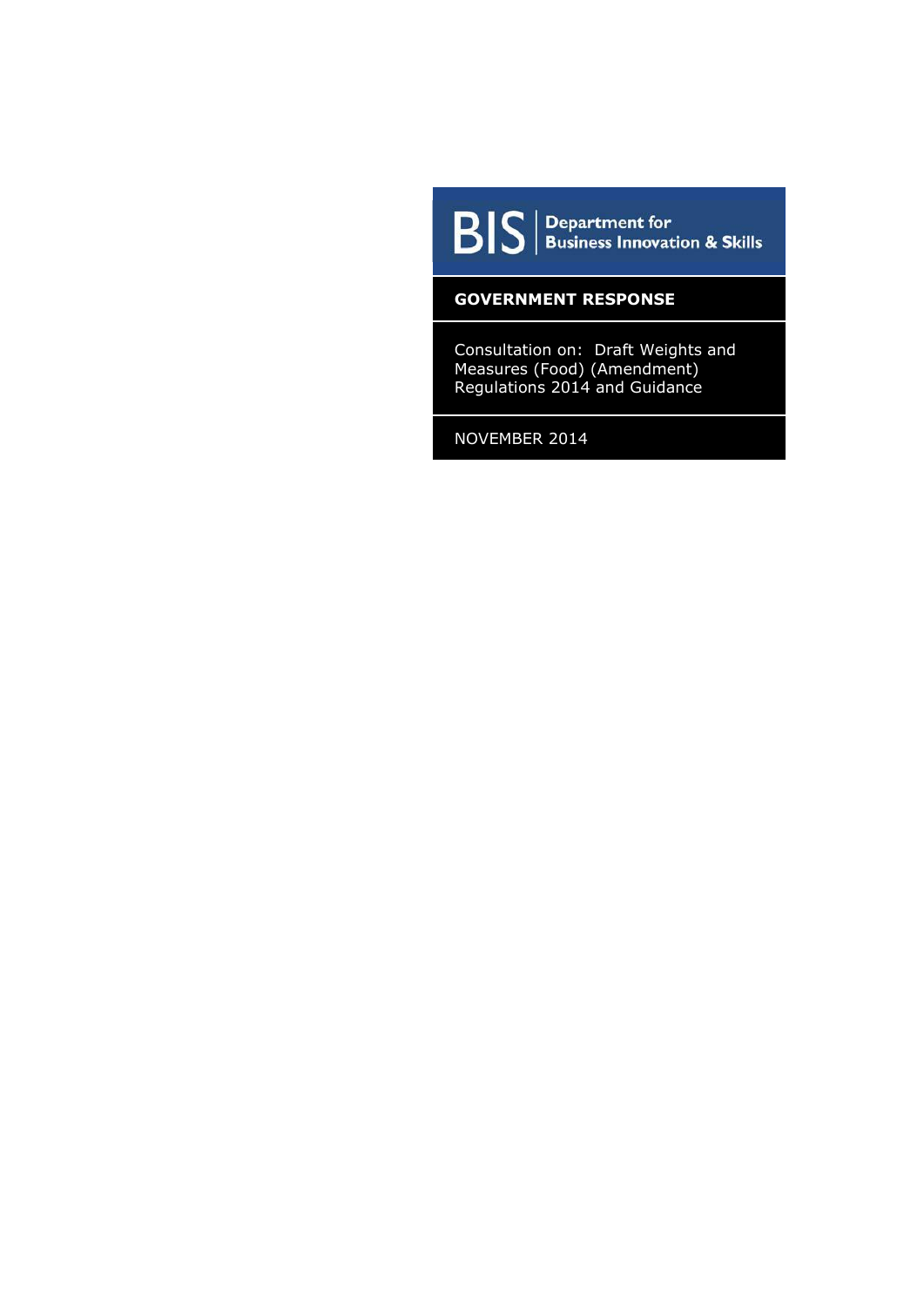BIS | Department for Business Innovation & Skills

# GOVERNMENT RESPONSE

Consultation on: Draft Weights and Measures (Food) (Amendment) Regulations 2014 and Guidance

NOVEMBER 2014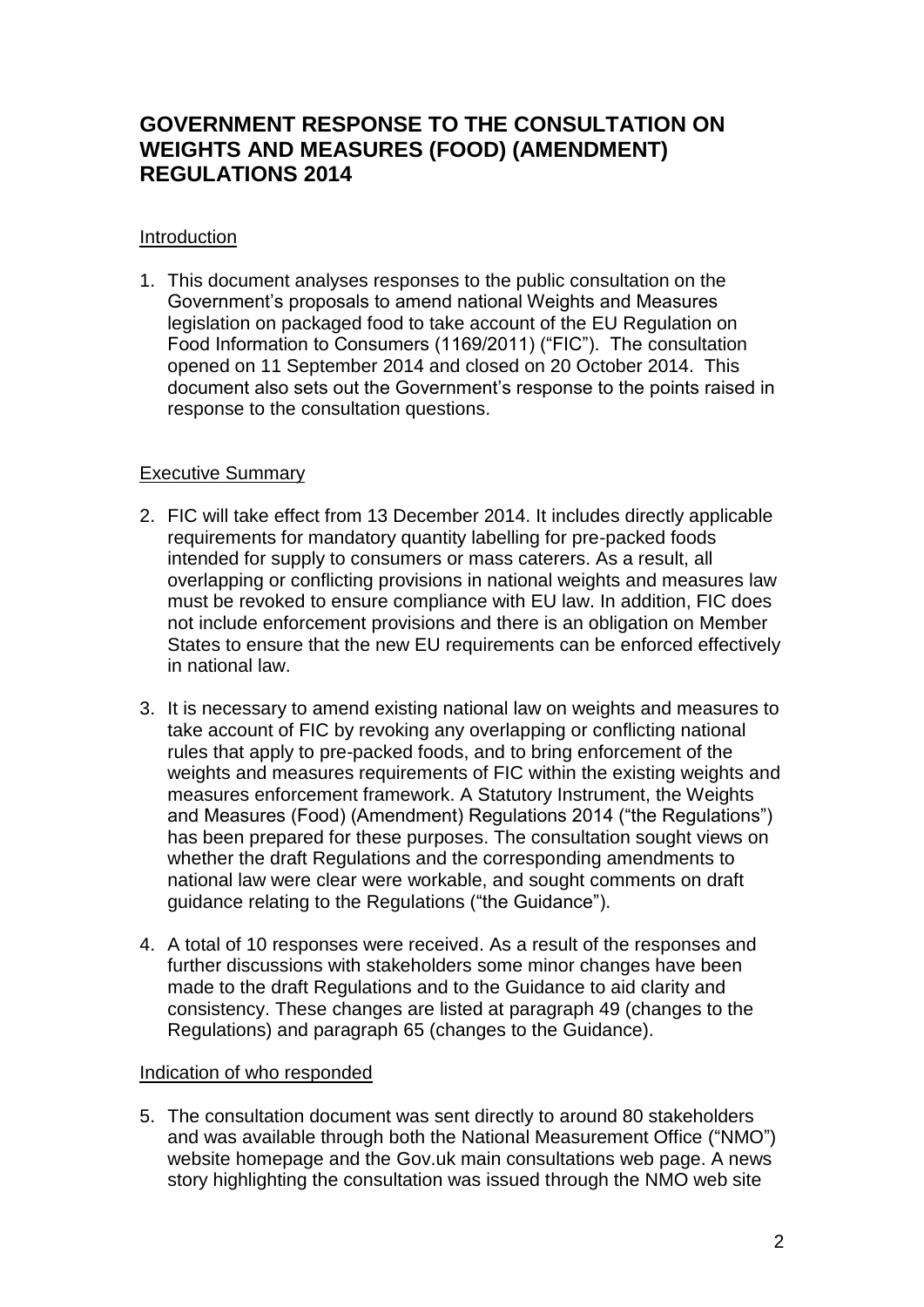# GOVERNMENT RESPONSE TO THE CONSULTATION ON WEIGHTS AND MEASURES (FOOD) (AMENDMENT) REGULATIONS 2014

## Introduction

1. This document analyses responses to the public consultation on the Government's proposals to amend national Weights and Measures legislation on packaged food to take account of the EU Regulation on Food Information to Consumers (1169/2011) ("FIC"). The consultation opened on 11 September 2014 and closed on 20 October 2014. This document also sets out the Government's response to the points raised in response to the consultation questions.

## Executive Summary

2. FIC will take effect from 13 December 2014. It includes directly applicable requirements for mandatory quantity labelling for pre-packed foods intended for supply to consumers or mass caterers. As a result, all overlapping or conflicting provisions in national weights and measures law must be revoked to ensure compliance with EU law. In addition, FIC does not include enforcement provisions and there is an obligation on Member States to ensure that the new EU requirements can be enforced effectively in national law.

3. It is necessary to amend existing national law on weights and measures to take account of FIC by revoking any overlapping or conflicting national rules that apply to pre-packed foods, and to bring enforcement of the weights and measures requirements of FIC within the existing weights and measures enforcement framework. A Statutory Instrument, the Weights and Measures (Food) (Amendment) Regulations 2014 ("the Regulations") has been prepared for these purposes. The consultation sought views on whether the draft Regulations and the corresponding amendments to national law were clear were workable, and sought comments on draft guidance relating to the Regulations ("the Guidance").

4. A total of 10 responses were received. As a result of the responses and further discussions with stakeholders some minor changes have been made to the draft Regulations and to the Guidance to aid clarity and consistency. These changes are listed at paragraph 49 (changes to the Regulations) and paragraph 65 (changes to the Guidance).

## Indication of who responded

5. The consultation document was sent directly to around 80 stakeholders and was available through both the National Measurement Office ("NMO") website homepage and the Gov.uk main consultations web page. A news story highlighting the consultation was issued through the NMO web site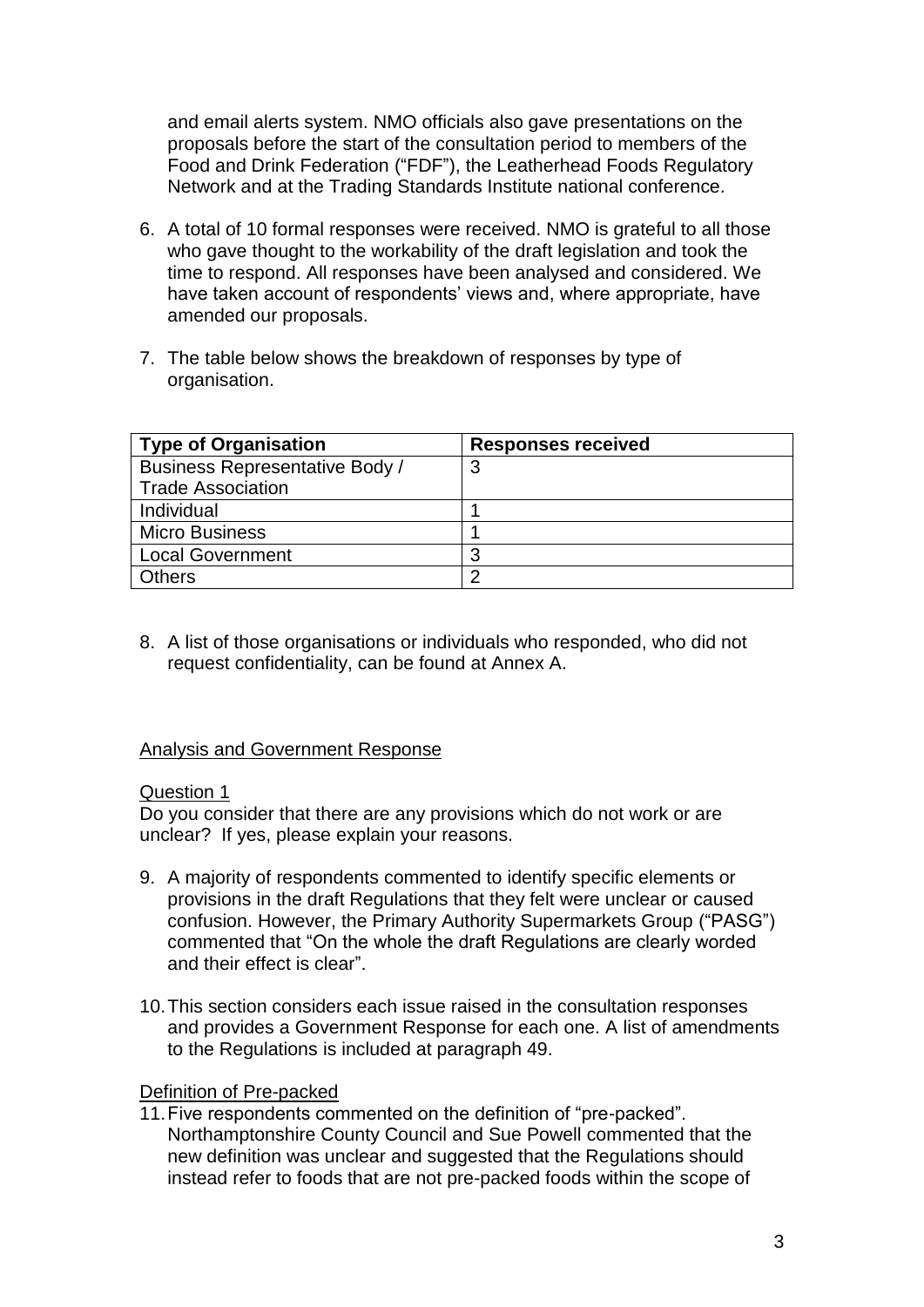and email alerts system. NMO officials also gave presentations on the proposals before the start of the consultation period to members of the Food and Drink Federation ("FDF"), the Leatherhead Foods Regulatory Network and at the Trading Standards Institute national conference.

6. A total of 10 formal responses were received. NMO is grateful to all those who gave thought to the workability of the draft legislation and took the time to respond. All responses have been analysed and considered. We have taken account of respondents' views and, where appropriate, have amended our proposals.

7. The table below shows the breakdown of responses by type of organisation.

| Type of Organisation | Responses received |
|---|---|
| Business Representative Body / Trade Association | 3 |
| Individual | 1 |
| Micro Business | 1 |
| Local Government | 3 |
| Others | 2 |

8. A list of those organisations or individuals who responded, who did not request confidentiality, can be found at Annex A.

## Analysis and Government Response

### Question 1

Do you consider that there are any provisions which do not work or are unclear? If yes, please explain your reasons.

9. A majority of respondents commented to identify specific elements or provisions in the draft Regulations that they felt were unclear or caused confusion. However, the Primary Authority Supermarkets Group ("PASG") commented that "On the whole the draft Regulations are clearly worded and their effect is clear".

10. This section considers each issue raised in the consultation responses and provides a Government Response for each one. A list of amendments to the Regulations is included at paragraph 49.

### Definition of Pre-packed

11. Five respondents commented on the definition of "pre-packed". Northamptonshire County Council and Sue Powell commented that the new definition was unclear and suggested that the Regulations should instead refer to foods that are not pre-packed foods within the scope of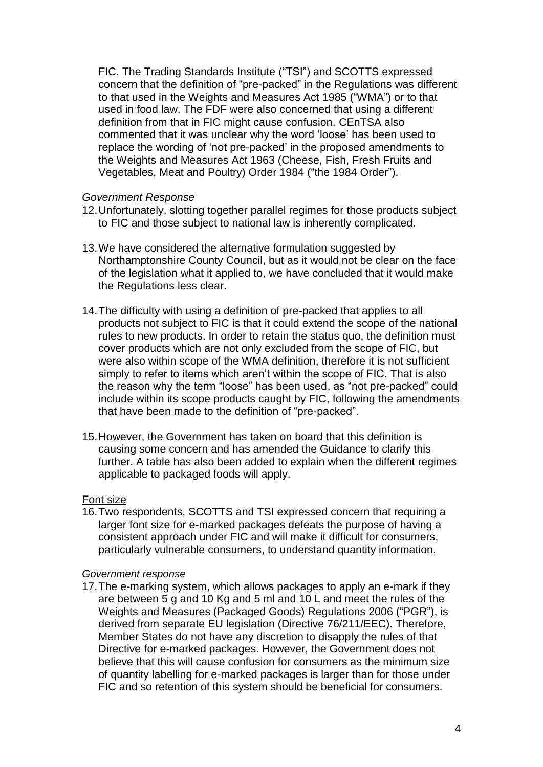FIC. The Trading Standards Institute ("TSI") and SCOTTS expressed concern that the definition of "pre-packed" in the Regulations was different to that used in the Weights and Measures Act 1985 ("WMA") or to that used in food law. The FDF were also concerned that using a different definition from that in FIC might cause confusion. CEnTSA also commented that it was unclear why the word 'loose' has been used to replace the wording of 'not pre-packed' in the proposed amendments to the Weights and Measures Act 1963 (Cheese, Fish, Fresh Fruits and Vegetables, Meat and Poultry) Order 1984 ("the 1984 Order").

*Government Response*

12. Unfortunately, slotting together parallel regimes for those products subject to FIC and those subject to national law is inherently complicated.

13. We have considered the alternative formulation suggested by Northamptonshire County Council, but as it would not be clear on the face of the legislation what it applied to, we have concluded that it would make the Regulations less clear.

14. The difficulty with using a definition of pre-packed that applies to all products not subject to FIC is that it could extend the scope of the national rules to new products. In order to retain the status quo, the definition must cover products which are not only excluded from the scope of FIC, but were also within scope of the WMA definition, therefore it is not sufficient simply to refer to items which aren't within the scope of FIC. That is also the reason why the term "loose" has been used, as "not pre-packed" could include within its scope products caught by FIC, following the amendments that have been made to the definition of "pre-packed".

15. However, the Government has taken on board that this definition is causing some concern and has amended the Guidance to clarify this further. A table has also been added to explain when the different regimes applicable to packaged foods will apply.

<u>Font size</u>

16. Two respondents, SCOTTS and TSI expressed concern that requiring a larger font size for e-marked packages defeats the purpose of having a consistent approach under FIC and will make it difficult for consumers, particularly vulnerable consumers, to understand quantity information.

*Government response*

17. The e-marking system, which allows packages to apply an e-mark if they are between 5 g and 10 Kg and 5 ml and 10 L and meet the rules of the Weights and Measures (Packaged Goods) Regulations 2006 ("PGR"), is derived from separate EU legislation (Directive 76/211/EEC). Therefore, Member States do not have any discretion to disapply the rules of that Directive for e-marked packages. However, the Government does not believe that this will cause confusion for consumers as the minimum size of quantity labelling for e-marked packages is larger than for those under FIC and so retention of this system should be beneficial for consumers.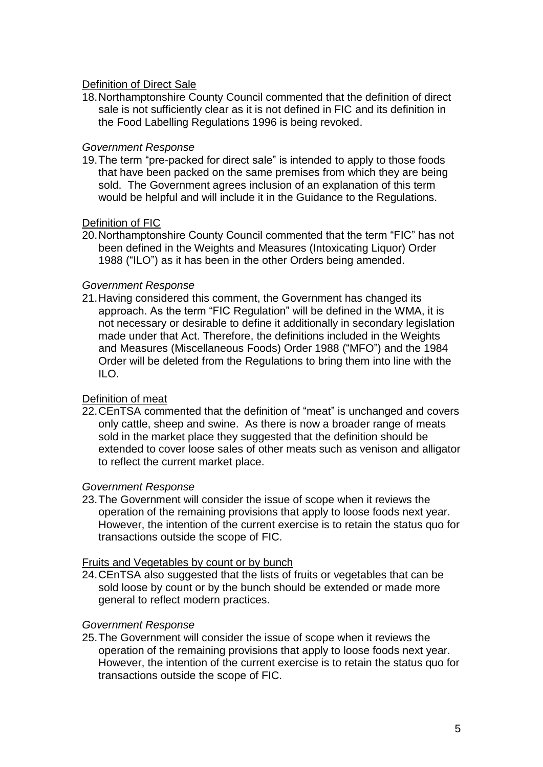Definition of Direct Sale

18. Northamptonshire County Council commented that the definition of direct sale is not sufficiently clear as it is not defined in FIC and its definition in the Food Labelling Regulations 1996 is being revoked.

*Government Response*

19. The term "pre-packed for direct sale" is intended to apply to those foods that have been packed on the same premises from which they are being sold. The Government agrees inclusion of an explanation of this term would be helpful and will include it in the Guidance to the Regulations.

Definition of FIC

20. Northamptonshire County Council commented that the term "FIC" has not been defined in the Weights and Measures (Intoxicating Liquor) Order 1988 ("ILO") as it has been in the other Orders being amended.

*Government Response*

21. Having considered this comment, the Government has changed its approach. As the term "FIC Regulation" will be defined in the WMA, it is not necessary or desirable to define it additionally in secondary legislation made under that Act. Therefore, the definitions included in the Weights and Measures (Miscellaneous Foods) Order 1988 ("MFO") and the 1984 Order will be deleted from the Regulations to bring them into line with the ILO.

Definition of meat

22. CEnTSA commented that the definition of "meat" is unchanged and covers only cattle, sheep and swine. As there is now a broader range of meats sold in the market place they suggested that the definition should be extended to cover loose sales of other meats such as venison and alligator to reflect the current market place.

*Government Response*

23. The Government will consider the issue of scope when it reviews the operation of the remaining provisions that apply to loose foods next year. However, the intention of the current exercise is to retain the status quo for transactions outside the scope of FIC.

Fruits and Vegetables by count or by bunch

24. CEnTSA also suggested that the lists of fruits or vegetables that can be sold loose by count or by the bunch should be extended or made more general to reflect modern practices.

*Government Response*

25. The Government will consider the issue of scope when it reviews the operation of the remaining provisions that apply to loose foods next year. However, the intention of the current exercise is to retain the status quo for transactions outside the scope of FIC.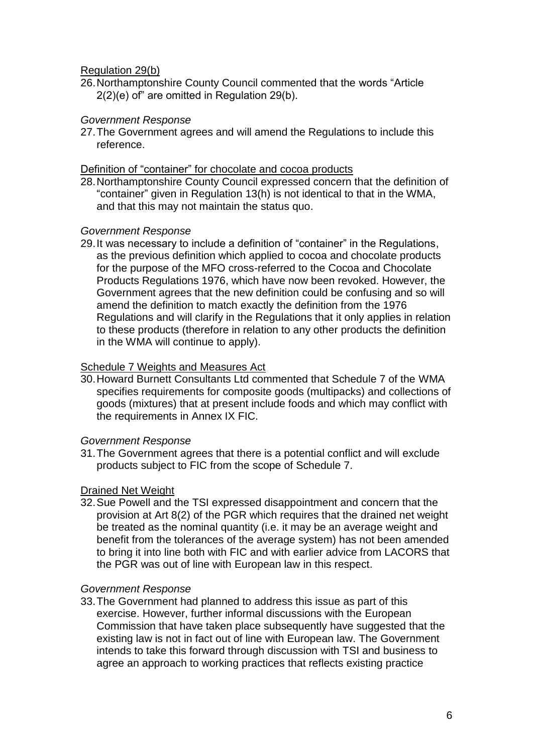Regulation 29(b)

26. Northamptonshire County Council commented that the words "Article 2(2)(e) of" are omitted in Regulation 29(b).

*Government Response*

27. The Government agrees and will amend the Regulations to include this reference.

Definition of "container" for chocolate and cocoa products

28. Northamptonshire County Council expressed concern that the definition of "container" given in Regulation 13(h) is not identical to that in the WMA, and that this may not maintain the status quo.

*Government Response*

29. It was necessary to include a definition of "container" in the Regulations, as the previous definition which applied to cocoa and chocolate products for the purpose of the MFO cross-referred to the Cocoa and Chocolate Products Regulations 1976, which have now been revoked. However, the Government agrees that the new definition could be confusing and so will amend the definition to match exactly the definition from the 1976 Regulations and will clarify in the Regulations that it only applies in relation to these products (therefore in relation to any other products the definition in the WMA will continue to apply).

Schedule 7 Weights and Measures Act

30. Howard Burnett Consultants Ltd commented that Schedule 7 of the WMA specifies requirements for composite goods (multipacks) and collections of goods (mixtures) that at present include foods and which may conflict with the requirements in Annex IX FIC.

*Government Response*

31. The Government agrees that there is a potential conflict and will exclude products subject to FIC from the scope of Schedule 7.

Drained Net Weight

32. Sue Powell and the TSI expressed disappointment and concern that the provision at Art 8(2) of the PGR which requires that the drained net weight be treated as the nominal quantity (i.e. it may be an average weight and benefit from the tolerances of the average system) has not been amended to bring it into line both with FIC and with earlier advice from LACORS that the PGR was out of line with European law in this respect.

*Government Response*

33. The Government had planned to address this issue as part of this exercise. However, further informal discussions with the European Commission that have taken place subsequently have suggested that the existing law is not in fact out of line with European law. The Government intends to take this forward through discussion with TSI and business to agree an approach to working practices that reflects existing practice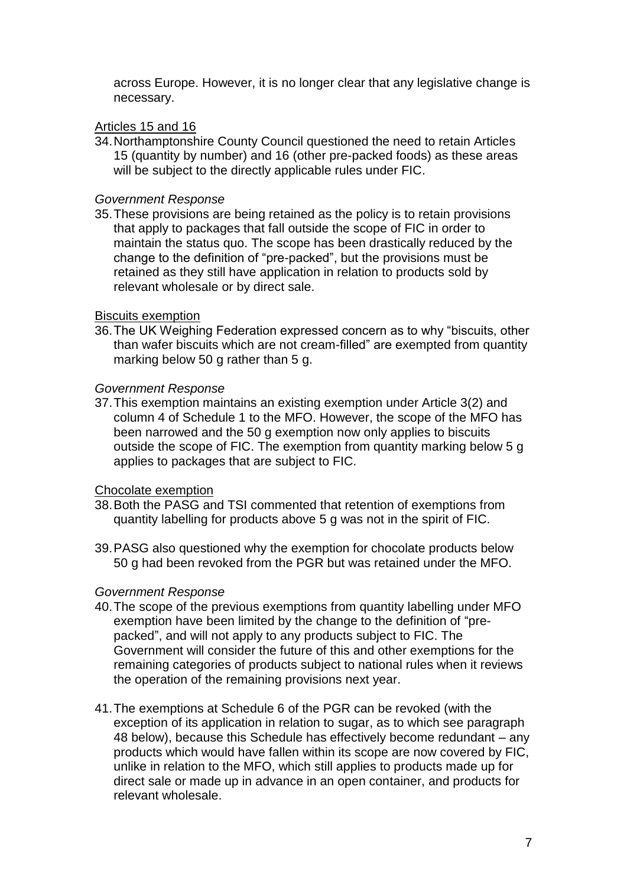across Europe. However, it is no longer clear that any legislative change is necessary.

Articles 15 and 16

34. Northamptonshire County Council questioned the need to retain Articles 15 (quantity by number) and 16 (other pre-packed foods) as these areas will be subject to the directly applicable rules under FIC.

*Government Response*

35. These provisions are being retained as the policy is to retain provisions that apply to packages that fall outside the scope of FIC in order to maintain the status quo. The scope has been drastically reduced by the change to the definition of "pre-packed", but the provisions must be retained as they still have application in relation to products sold by relevant wholesale or by direct sale.

Biscuits exemption

36. The UK Weighing Federation expressed concern as to why "biscuits, other than wafer biscuits which are not cream-filled" are exempted from quantity marking below 50 g rather than 5 g.

*Government Response*

37. This exemption maintains an existing exemption under Article 3(2) and column 4 of Schedule 1 to the MFO. However, the scope of the MFO has been narrowed and the 50 g exemption now only applies to biscuits outside the scope of FIC. The exemption from quantity marking below 5 g applies to packages that are subject to FIC.

Chocolate exemption

38. Both the PASG and TSI commented that retention of exemptions from quantity labelling for products above 5 g was not in the spirit of FIC.

39. PASG also questioned why the exemption for chocolate products below 50 g had been revoked from the PGR but was retained under the MFO.

*Government Response*

40. The scope of the previous exemptions from quantity labelling under MFO exemption have been limited by the change to the definition of "pre-packed", and will not apply to any products subject to FIC. The Government will consider the future of this and other exemptions for the remaining categories of products subject to national rules when it reviews the operation of the remaining provisions next year.

41. The exemptions at Schedule 6 of the PGR can be revoked (with the exception of its application in relation to sugar, as to which see paragraph 48 below), because this Schedule has effectively become redundant – any products which would have fallen within its scope are now covered by FIC, unlike in relation to the MFO, which still applies to products made up for direct sale or made up in advance in an open container, and products for relevant wholesale.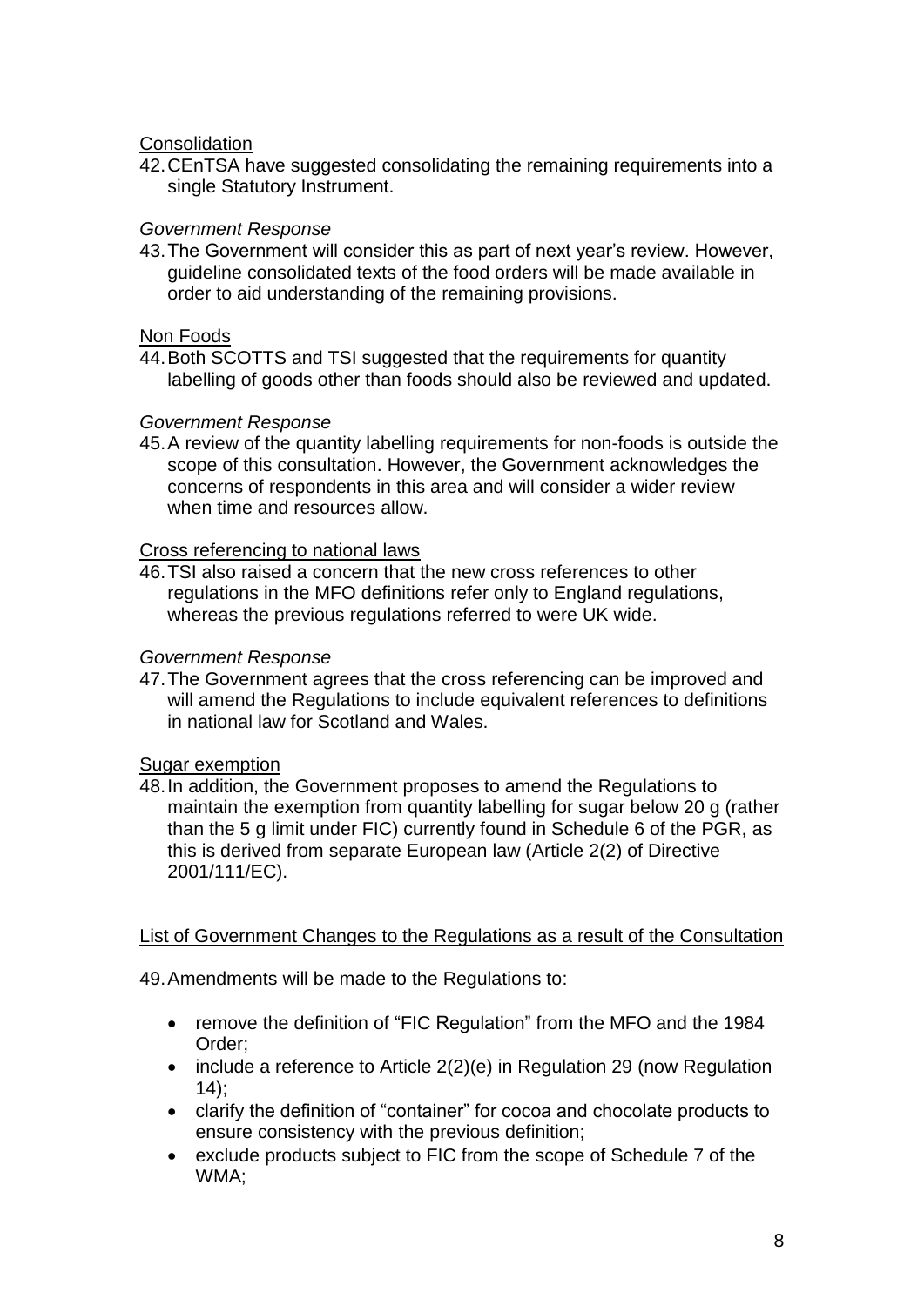Consolidation

42. CEnTSA have suggested consolidating the remaining requirements into a single Statutory Instrument.

*Government Response*

43. The Government will consider this as part of next year's review. However, guideline consolidated texts of the food orders will be made available in order to aid understanding of the remaining provisions.

Non Foods

44. Both SCOTTS and TSI suggested that the requirements for quantity labelling of goods other than foods should also be reviewed and updated.

*Government Response*

45. A review of the quantity labelling requirements for non-foods is outside the scope of this consultation. However, the Government acknowledges the concerns of respondents in this area and will consider a wider review when time and resources allow.

Cross referencing to national laws

46. TSI also raised a concern that the new cross references to other regulations in the MFO definitions refer only to England regulations, whereas the previous regulations referred to were UK wide.

*Government Response*

47. The Government agrees that the cross referencing can be improved and will amend the Regulations to include equivalent references to definitions in national law for Scotland and Wales.

Sugar exemption

48. In addition, the Government proposes to amend the Regulations to maintain the exemption from quantity labelling for sugar below 20 g (rather than the 5 g limit under FIC) currently found in Schedule 6 of the PGR, as this is derived from separate European law (Article 2(2) of Directive 2001/111/EC).

List of Government Changes to the Regulations as a result of the Consultation

49. Amendments will be made to the Regulations to:

- remove the definition of "FIC Regulation" from the MFO and the 1984 Order;
- include a reference to Article 2(2)(e) in Regulation 29 (now Regulation 14);
- clarify the definition of "container" for cocoa and chocolate products to ensure consistency with the previous definition;
- exclude products subject to FIC from the scope of Schedule 7 of the WMA;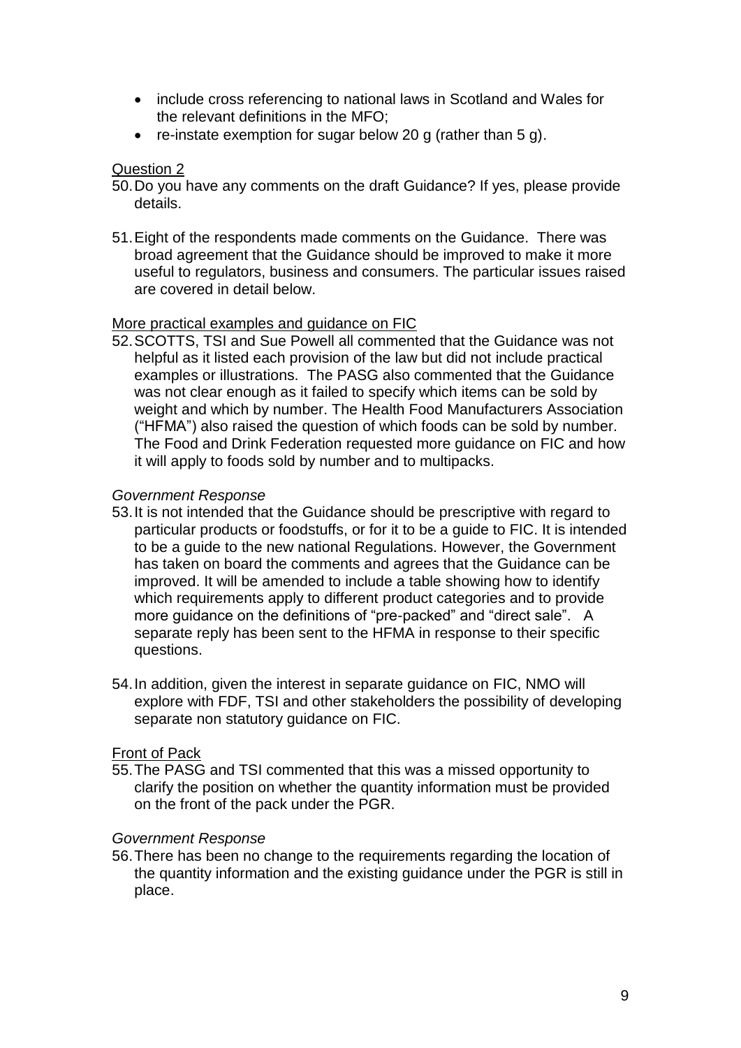- include cross referencing to national laws in Scotland and Wales for the relevant definitions in the MFO;
- re-instate exemption for sugar below 20 g (rather than 5 g).

Question 2

50. Do you have any comments on the draft Guidance? If yes, please provide details.

51. Eight of the respondents made comments on the Guidance. There was broad agreement that the Guidance should be improved to make it more useful to regulators, business and consumers. The particular issues raised are covered in detail below.

More practical examples and guidance on FIC

52. SCOTTS, TSI and Sue Powell all commented that the Guidance was not helpful as it listed each provision of the law but did not include practical examples or illustrations. The PASG also commented that the Guidance was not clear enough as it failed to specify which items can be sold by weight and which by number. The Health Food Manufacturers Association ("HFMA") also raised the question of which foods can be sold by number. The Food and Drink Federation requested more guidance on FIC and how it will apply to foods sold by number and to multipacks.

*Government Response*

53. It is not intended that the Guidance should be prescriptive with regard to particular products or foodstuffs, or for it to be a guide to FIC. It is intended to be a guide to the new national Regulations. However, the Government has taken on board the comments and agrees that the Guidance can be improved. It will be amended to include a table showing how to identify which requirements apply to different product categories and to provide more guidance on the definitions of "pre-packed" and "direct sale". A separate reply has been sent to the HFMA in response to their specific questions.

54. In addition, given the interest in separate guidance on FIC, NMO will explore with FDF, TSI and other stakeholders the possibility of developing separate non statutory guidance on FIC.

Front of Pack

55. The PASG and TSI commented that this was a missed opportunity to clarify the position on whether the quantity information must be provided on the front of the pack under the PGR.

*Government Response*

56. There has been no change to the requirements regarding the location of the quantity information and the existing guidance under the PGR is still in place.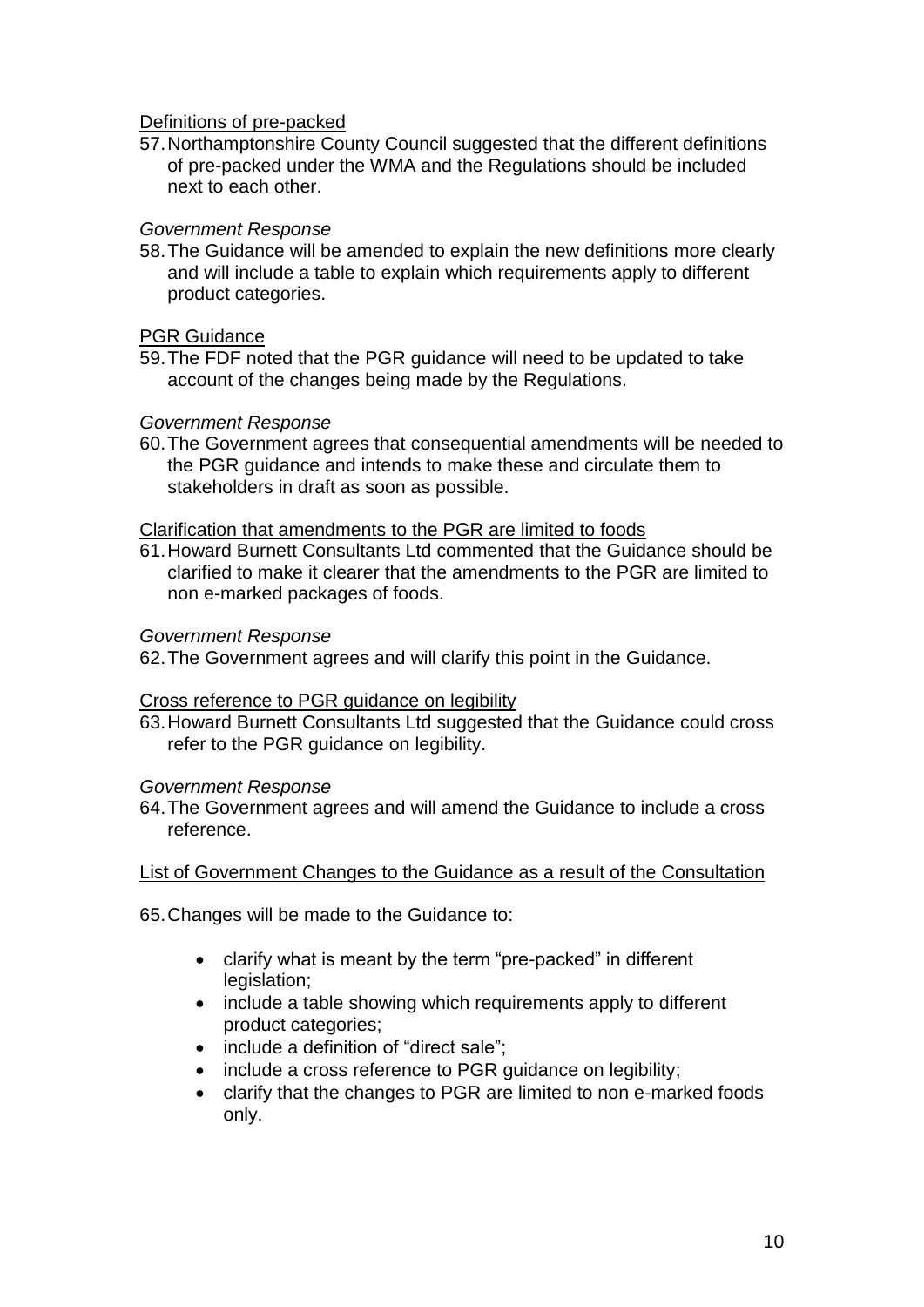<u>Definitions of pre-packed</u>

57. Northamptonshire County Council suggested that the different definitions of pre-packed under the WMA and the Regulations should be included next to each other.

*Government Response*

58. The Guidance will be amended to explain the new definitions more clearly and will include a table to explain which requirements apply to different product categories.

<u>PGR Guidance</u>

59. The FDF noted that the PGR guidance will need to be updated to take account of the changes being made by the Regulations.

*Government Response*

60. The Government agrees that consequential amendments will be needed to the PGR guidance and intends to make these and circulate them to stakeholders in draft as soon as possible.

<u>Clarification that amendments to the PGR are limited to foods</u>

61. Howard Burnett Consultants Ltd commented that the Guidance should be clarified to make it clearer that the amendments to the PGR are limited to non e-marked packages of foods.

*Government Response*

62. The Government agrees and will clarify this point in the Guidance.

<u>Cross reference to PGR guidance on legibility</u>

63. Howard Burnett Consultants Ltd suggested that the Guidance could cross refer to the PGR guidance on legibility.

*Government Response*

64. The Government agrees and will amend the Guidance to include a cross reference.

<u>List of Government Changes to the Guidance as a result of the Consultation</u>

65. Changes will be made to the Guidance to:

- clarify what is meant by the term “pre-packed” in different legislation;
- include a table showing which requirements apply to different product categories;
- include a definition of “direct sale”;
- include a cross reference to PGR guidance on legibility;
- clarify that the changes to PGR are limited to non e-marked foods only.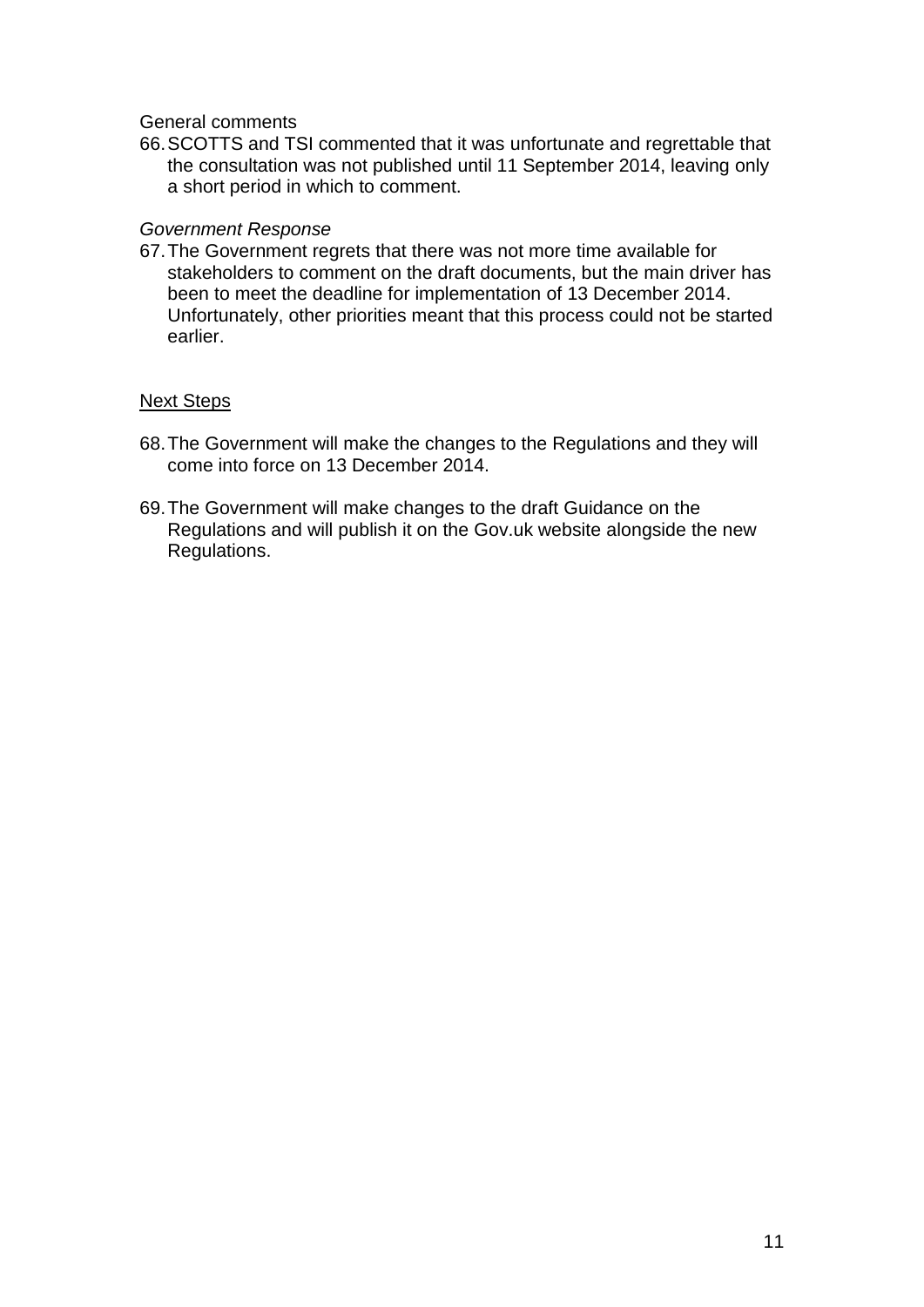General comments

66. SCOTTS and TSI commented that it was unfortunate and regrettable that the consultation was not published until 11 September 2014, leaving only a short period in which to comment.

*Government Response*

67. The Government regrets that there was not more time available for stakeholders to comment on the draft documents, but the main driver has been to meet the deadline for implementation of 13 December 2014. Unfortunately, other priorities meant that this process could not be started earlier.

<u>Next Steps</u>

68. The Government will make the changes to the Regulations and they will come into force on 13 December 2014.

69. The Government will make changes to the draft Guidance on the Regulations and will publish it on the Gov.uk website alongside the new Regulations.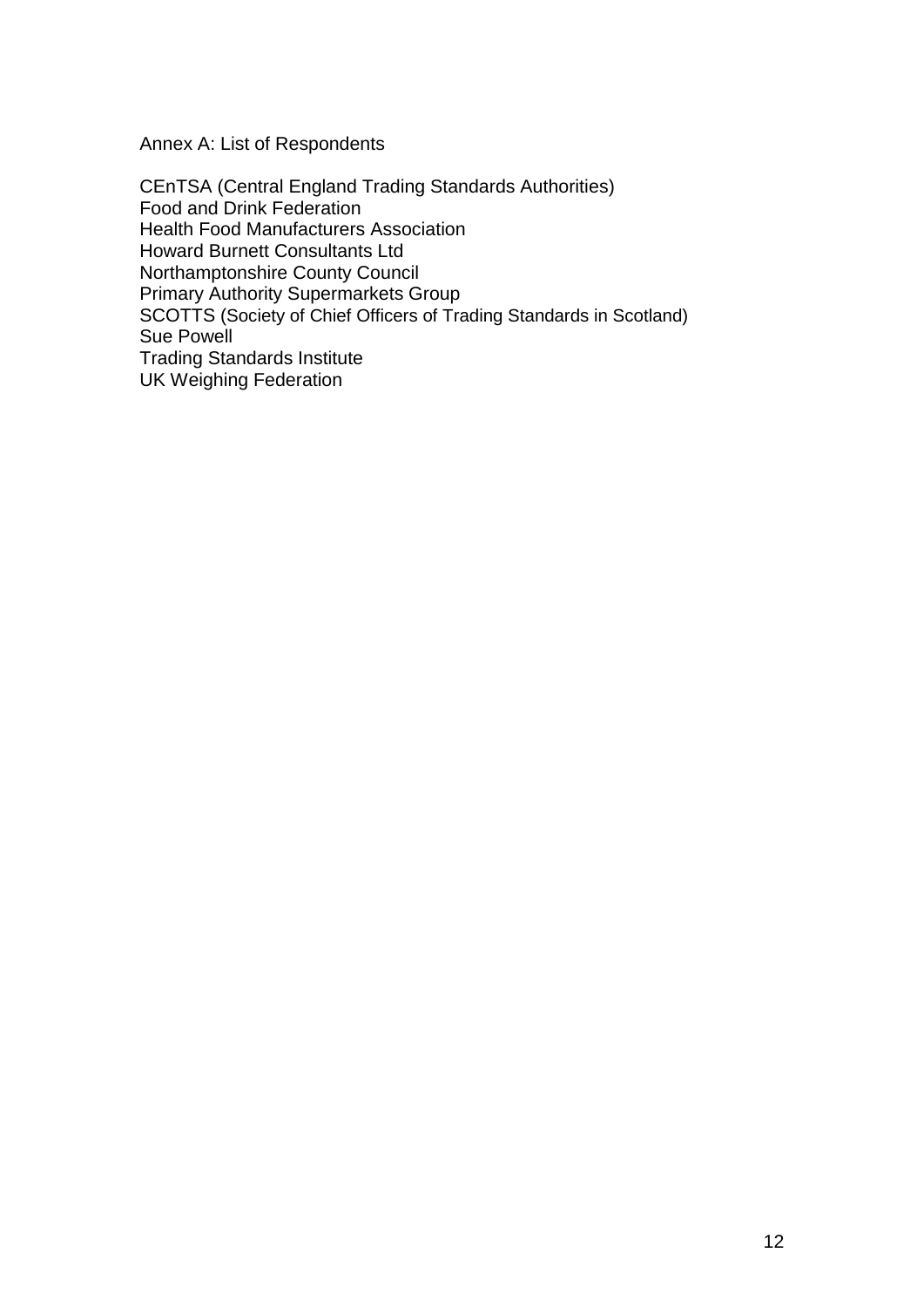## Annex A: List of Respondents

CEnTSA (Central England Trading Standards Authorities)
Food and Drink Federation
Health Food Manufacturers Association
Howard Burnett Consultants Ltd
Northamptonshire County Council
Primary Authority Supermarkets Group
SCOTTS (Society of Chief Officers of Trading Standards in Scotland)
Sue Powell
Trading Standards Institute
UK Weighing Federation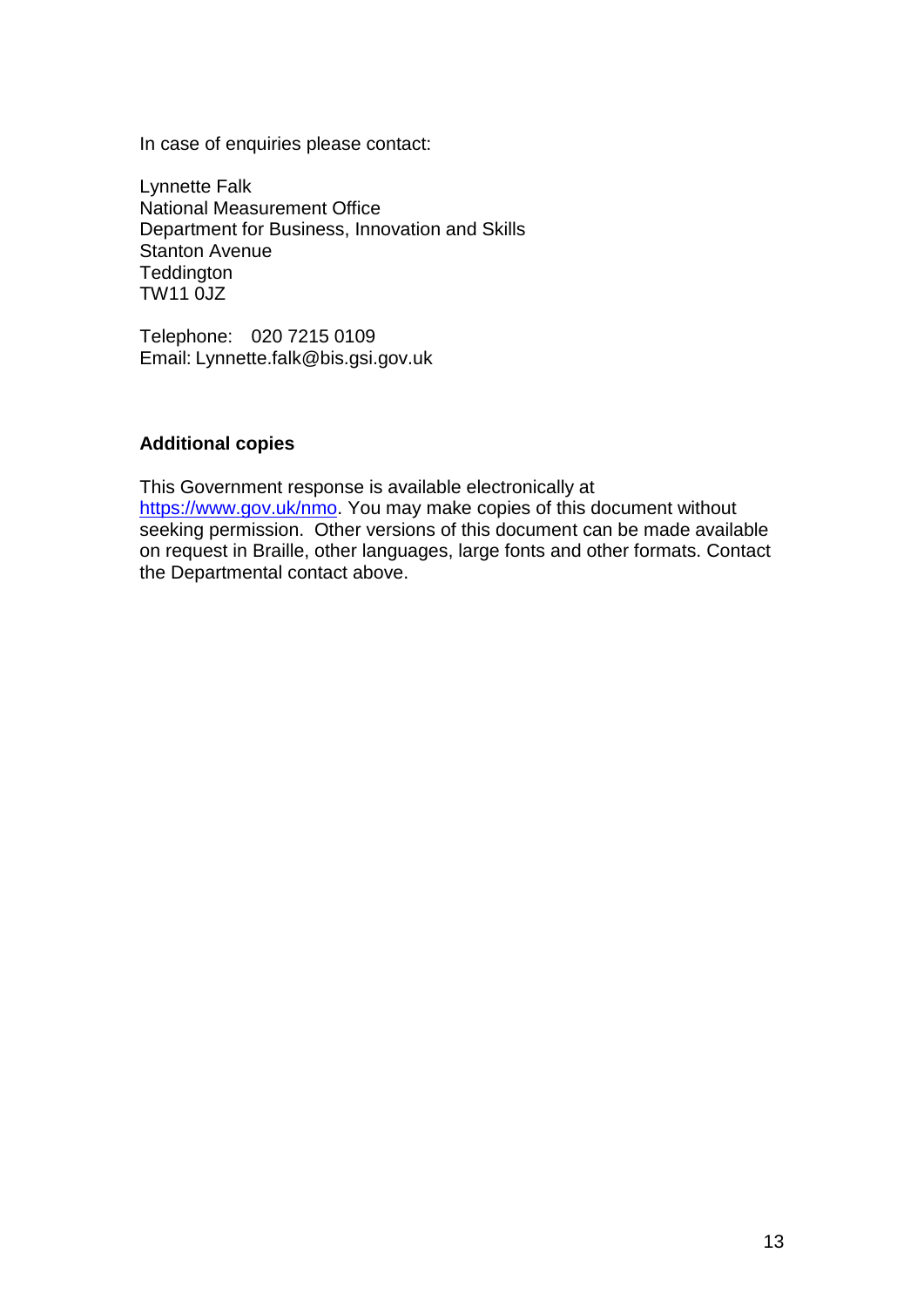In case of enquiries please contact:

Lynnette Falk
National Measurement Office
Department for Business, Innovation and Skills
Stanton Avenue
Teddington
TW11 0JZ

Telephone: 020 7215 0109
Email: Lynnette.falk@bis.gsi.gov.uk

**Additional copies**

This Government response is available electronically at https://www.gov.uk/nmo. You may make copies of this document without seeking permission. Other versions of this document can be made available on request in Braille, other languages, large fonts and other formats. Contact the Departmental contact above.